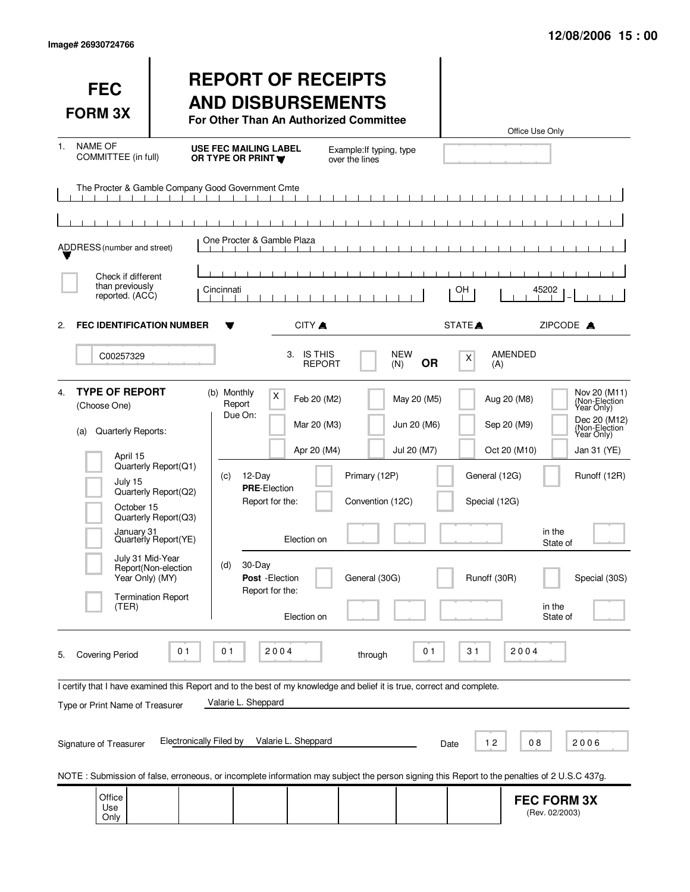Image# 26930724766

12/08/2006 15 : 00

# FEC FORM 3X

## REPORT OF RECEIPTS AND DISBURSEMENTS

**For Other Than An Authorized Committee**

Office Use Only

1. NAME OF COMMITTEE (in full) — USE FEC MAILING LABEL OR TYPE OR PRINT — Example: If typing, type over the lines

The Procter & Gamble Company Good Government Cmte

ADDRESS (number and street): One Procter & Gamble Plaza

☐ Check if different than previously reported. (ACC)

| CITY | STATE | ZIPCODE |
|---|---|---|
| Cincinnati | OH | 45202 |

2. **FEC IDENTIFICATION NUMBER**: C00257329

3. IS THIS REPORT: ☐ NEW (N) **OR** ☒ AMENDED (A)

4. **TYPE OF REPORT** (Choose One)

(a) Quarterly Reports:
- ☐ April 15 Quarterly Report (Q1)
- ☐ July 15 Quarterly Report (Q2)
- ☐ October 15 Quarterly Report (Q3)
- ☐ January 31 Quarterly Report (YE)
- ☐ July 31 Mid-Year Report (Non-election Year Only) (MY)
- ☐ Termination Report (TER)

(b) Monthly Report Due On:
- ☒ Feb 20 (M2)
- ☐ Mar 20 (M3)
- ☐ Apr 20 (M4)
- ☐ May 20 (M5)
- ☐ Jun 20 (M6)
- ☐ Jul 20 (M7)
- ☐ Aug 20 (M8)
- ☐ Sep 20 (M9)
- ☐ Oct 20 (M10)
- ☐ Nov 20 (M11) (Non-Election Year Only)
- ☐ Dec 20 (M12) (Non-Election Year Only)
- ☐ Jan 31 (YE)

(c) 12-Day **PRE**-Election Report for the:
- ☐ Primary (12P)
- ☐ General (12G)
- ☐ Runoff (12R)
- ☐ Convention (12C)
- ☐ Special (12G)

Election on ____ in the State of ____

(d) 30-Day **Post**-Election Report for the:
- ☐ General (30G)
- ☐ Runoff (30R)
- ☐ Special (30S)

Election on ____ in the State of ____

5. Covering Period 01 01 2004 through 01 31 2004

I certify that I have examined this Report and to the best of my knowledge and belief it is true, correct and complete.

Type or Print Name of Treasurer: Valarie L. Sheppard

Signature of Treasurer: Electronically Filed by Valarie L. Sheppard — Date 12 08 2006

NOTE : Submission of false, erroneous, or incomplete information may subject the person signing this Report to the penalties of 2 U.S.C 437g.

Office Use Only

**FEC FORM 3X** (Rev. 02/2003)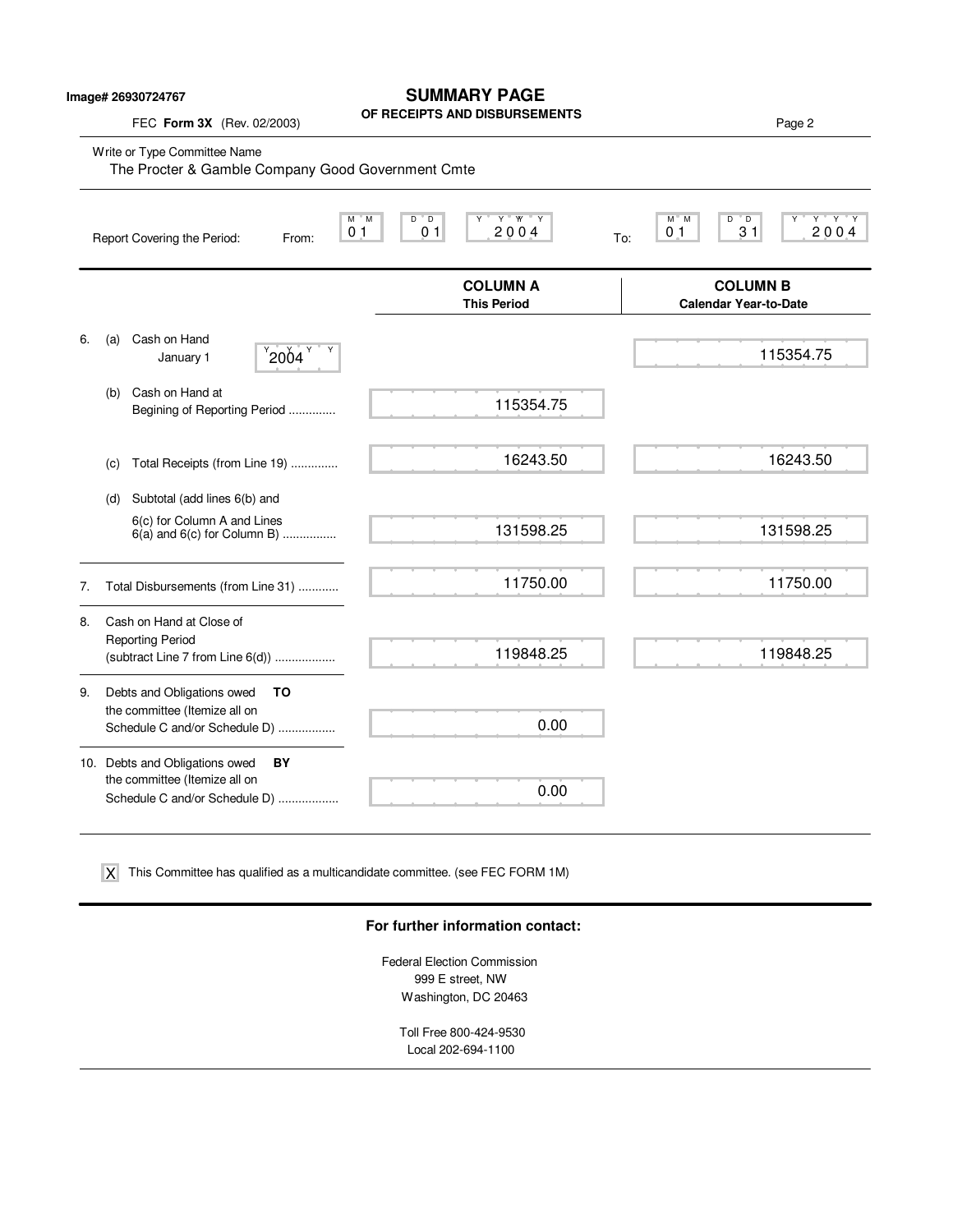Image# 26930724767

# SUMMARY PAGE
## OF RECEIPTS AND DISBURSEMENTS

FEC **Form 3X** (Rev. 02/2003)

Write or Type Committee Name
The Procter & Gamble Company Good Government Cmte

Report Covering the Period: From: 01 01 2004 To: 01 31 2004

| | COLUMN A This Period | COLUMN B Calendar Year-to-Date |
|---|---|---|
| 6. (a) Cash on Hand January 1 2004 | | 115354.75 |
| (b) Cash on Hand at Begining of Reporting Period .............. | 115354.75 | |
| (c) Total Receipts (from Line 19) .............. | 16243.50 | 16243.50 |
| (d) Subtotal (add lines 6(b) and 6(c) for Column A and Lines 6(a) and 6(c) for Column B) ................ | 131598.25 | 131598.25 |
| 7. Total Disbursements (from Line 31) ............ | 11750.00 | 11750.00 |
| 8. Cash on Hand at Close of Reporting Period (subtract Line 7 from Line 6(d)) .................. | 119848.25 | 119848.25 |
| 9. Debts and Obligations owed **TO** the committee (Itemize all on Schedule C and/or Schedule D) ................. | 0.00 | |
| 10. Debts and Obligations owed **BY** the committee (Itemize all on Schedule C and/or Schedule D) .................. | 0.00 | |

[X] This Committee has qualified as a multicandidate committee. (see FEC FORM 1M)

**For further information contact:**

Federal Election Commission
999 E street, NW
Washington, DC 20463

Toll Free 800-424-9530
Local 202-694-1100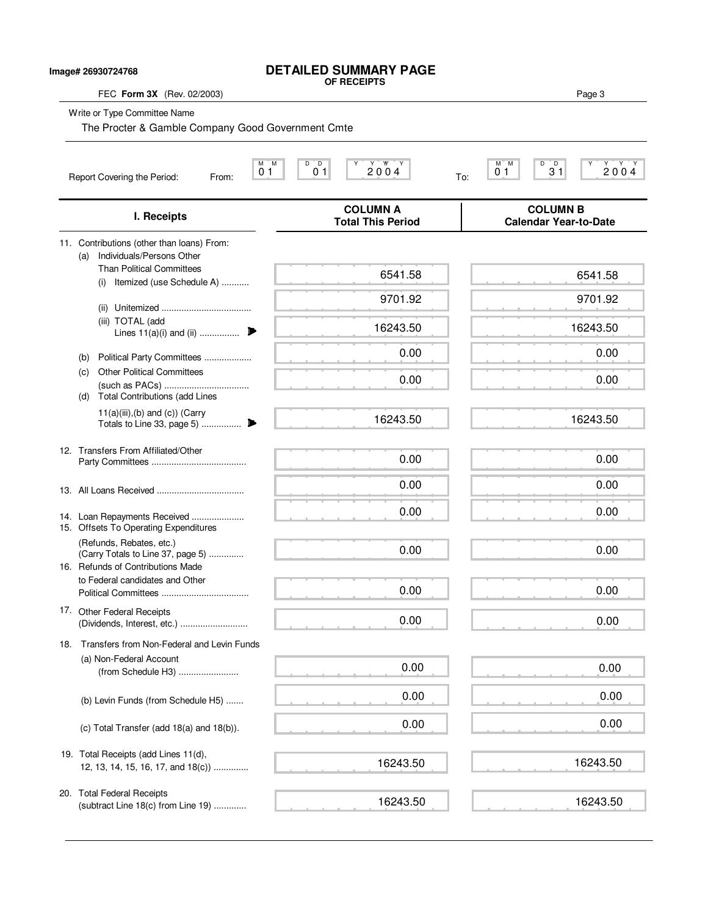Image# 26930724768

# DETAILED SUMMARY PAGE
**OF RECEIPTS**

FEC **Form 3X** (Rev. 02/2003)

Write or Type Committee Name

The Procter & Gamble Company Good Government Cmte

Report Covering the Period: From: 01 01 2004 To: 01 31 2004

| I. Receipts | COLUMN A Total This Period | COLUMN B Calendar Year-to-Date |
|---|---|---|
| 11. Contributions (other than loans) From: | | |
| (a) Individuals/Persons Other Than Political Committees | | |
| (i) Itemized (use Schedule A) ........... | 6541.58 | 6541.58 |
| (ii) Unitemized .................................... | 9701.92 | 9701.92 |
| (iii) TOTAL (add Lines 11(a)(i) and (ii) ................ | 16243.50 | 16243.50 |
| (b) Political Party Committees ................... | 0.00 | 0.00 |
| (c) Other Political Committees (such as PACs) ................................. | 0.00 | 0.00 |
| (d) Total Contributions (add Lines 11(a)(iii),(b) and (c)) (Carry Totals to Line 33, page 5) ................ | 16243.50 | 16243.50 |
| 12. Transfers From Affiliated/Other Party Committees ...................................... | 0.00 | 0.00 |
| 13. All Loans Received ................................... | 0.00 | 0.00 |
| 14. Loan Repayments Received ..................... | 0.00 | 0.00 |
| 15. Offsets To Operating Expenditures (Refunds, Rebates, etc.) (Carry Totals to Line 37, page 5) ............. | 0.00 | 0.00 |
| 16. Refunds of Contributions Made to Federal candidates and Other Political Committees ................................... | 0.00 | 0.00 |
| 17. Other Federal Receipts (Dividends, Interest, etc.) ........................... | 0.00 | 0.00 |
| 18. Transfers from Non-Federal and Levin Funds | | |
| (a) Non-Federal Account (from Schedule H3) ........................ | 0.00 | 0.00 |
| (b) Levin Funds (from Schedule H5) ....... | 0.00 | 0.00 |
| (c) Total Transfer (add 18(a) and 18(b)). | 0.00 | 0.00 |
| 19. Total Receipts (add Lines 11(d), 12, 13, 14, 15, 16, 17, and 18(c)) .............. | 16243.50 | 16243.50 |
| 20. Total Federal Receipts (subtract Line 18(c) from Line 19) ............. | 16243.50 | 16243.50 |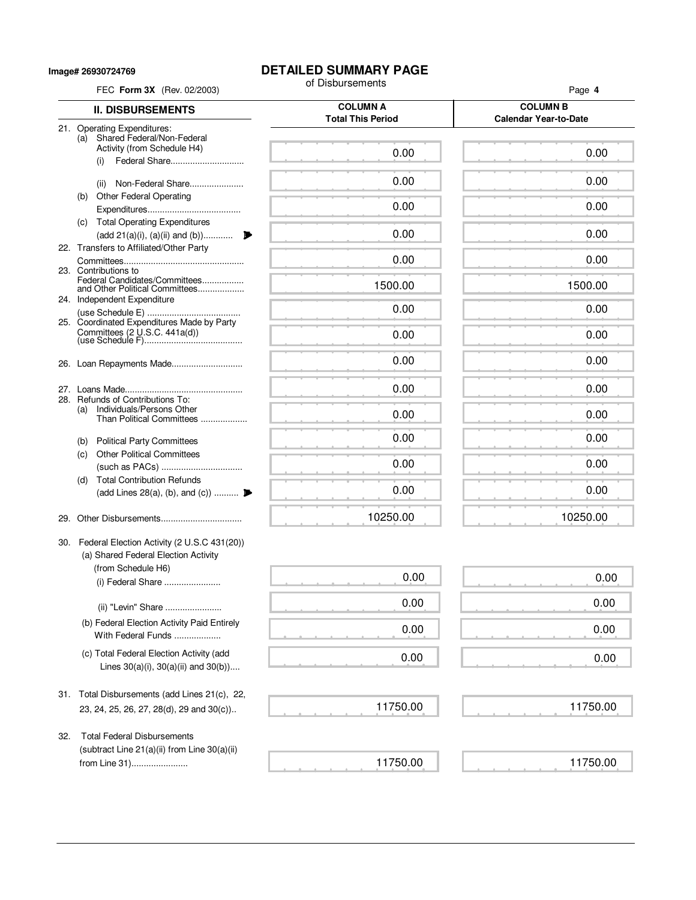**Image# 26930724769**

# DETAILED SUMMARY PAGE

of Disbursements

FEC **Form 3X** (Rev. 02/2003)

| II. DISBURSEMENTS | COLUMN A<br>Total This Period | COLUMN B<br>Calendar Year-to-Date |
|---|---|---|
| 21. Operating Expenditures: | | |
| (a) Shared Federal/Non-Federal Activity (from Schedule H4) | | |
| (i) Federal Share | 0.00 | 0.00 |
| (ii) Non-Federal Share | 0.00 | 0.00 |
| (b) Other Federal Operating Expenditures | 0.00 | 0.00 |
| (c) Total Operating Expenditures (add 21(a)(i), (a)(ii) and (b)) | 0.00 | 0.00 |
| 22. Transfers to Affiliated/Other Party Committees | 0.00 | 0.00 |
| 23. Contributions to Federal Candidates/Committees and Other Political Committees | 1500.00 | 1500.00 |
| 24. Independent Expenditure (use Schedule E) | 0.00 | 0.00 |
| 25. Coordinated Expenditures Made by Party Committees (2 U.S.C. 441a(d)) (use Schedule F) | 0.00 | 0.00 |
| 26. Loan Repayments Made | 0.00 | 0.00 |
| 27. Loans Made | 0.00 | 0.00 |
| 28. Refunds of Contributions To: | | |
| (a) Individuals/Persons Other Than Political Committees | 0.00 | 0.00 |
| (b) Political Party Committees | 0.00 | 0.00 |
| (c) Other Political Committees (such as PACs) | 0.00 | 0.00 |
| (d) Total Contribution Refunds (add Lines 28(a), (b), and (c)) | 0.00 | 0.00 |
| 29. Other Disbursements | 10250.00 | 10250.00 |
| 30. Federal Election Activity (2 U.S.C 431(20)) | | |
| (a) Shared Federal Election Activity (from Schedule H6) | | |
| (i) Federal Share | 0.00 | 0.00 |
| (ii) "Levin" Share | 0.00 | 0.00 |
| (b) Federal Election Activity Paid Entirely With Federal Funds | 0.00 | 0.00 |
| (c) Total Federal Election Activity (add Lines 30(a)(i), 30(a)(ii) and 30(b)) | 0.00 | 0.00 |
| 31. Total Disbursements (add Lines 21(c), 22, 23, 24, 25, 26, 27, 28(d), 29 and 30(c)) | 11750.00 | 11750.00 |
| 32. Total Federal Disbursements (subtract Line 21(a)(ii) from Line 30(a)(ii) from Line 31) | 11750.00 | 11750.00 |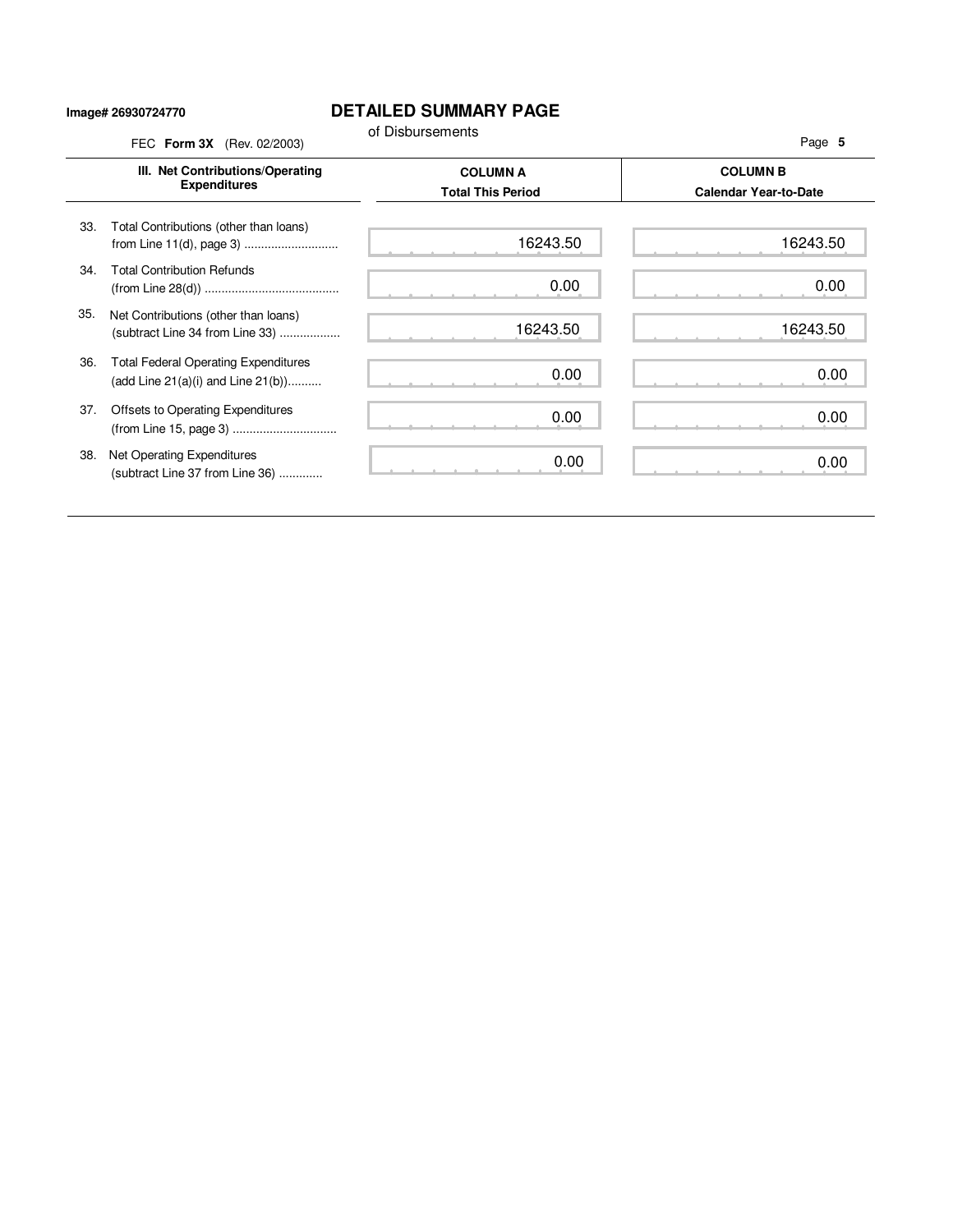Image# 26930724770

# DETAILED SUMMARY PAGE

of Disbursements

FEC **Form 3X** (Rev. 02/2003)

| III. Net Contributions/Operating Expenditures | COLUMN A Total This Period | COLUMN B Calendar Year-to-Date |
|---|---|---|
| 33. Total Contributions (other than loans) from Line 11(d), page 3) | 16243.50 | 16243.50 |
| 34. Total Contribution Refunds (from Line 28(d)) | 0.00 | 0.00 |
| 35. Net Contributions (other than loans) (subtract Line 34 from Line 33) | 16243.50 | 16243.50 |
| 36. Total Federal Operating Expenditures (add Line 21(a)(i) and Line 21(b)) | 0.00 | 0.00 |
| 37. Offsets to Operating Expenditures (from Line 15, page 3) | 0.00 | 0.00 |
| 38. Net Operating Expenditures (subtract Line 37 from Line 36) | 0.00 | 0.00 |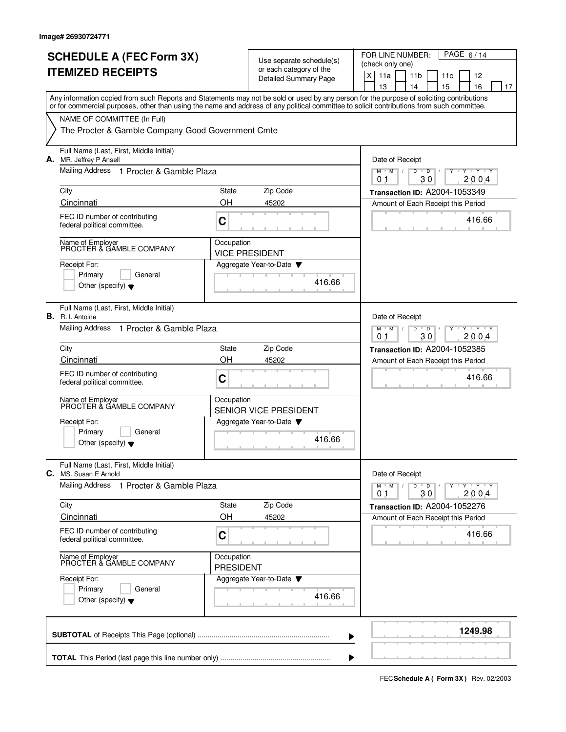Image# 26930724771

# SCHEDULE A (FEC Form 3X) ITEMIZED RECEIPTS

Use separate schedule(s) or each category of the Detailed Summary Page

FOR LINE NUMBER: (check only one)

[X] 11a [ ] 11b [ ] 11c [ ] 12 [ ] 13 [ ] 14 [ ] 15 [ ] 16 [ ] 17

Any information copied from such Reports and Statements may not be sold or used by any person for the purpose of soliciting contributions or for commercial purposes, other than using the name and address of any political committee to solicit contributions from such committee.

NAME OF COMMITTEE (In Full)

The Procter & Gamble Company Good Government Cmte

---

**A.** Full Name (Last, First, Middle Initial): MR. Jeffrey P Ansell

Mailing Address: 1 Procter & Gamble Plaza

| City | State | Zip Code |
|---|---|---|
| Cincinnati | OH | 45202 |

FEC ID number of contributing federal political committee: C

Name of Employer: PROCTER & GAMBLE COMPANY

Occupation: VICE PRESIDENT

Receipt For: [ ] Primary [ ] General [ ] Other (specify)

Aggregate Year-to-Date: 416.66

Date of Receipt: 01 30 2004

Transaction ID: A2004-1053349

Amount of Each Receipt this Period: 416.66

---

**B.** Full Name (Last, First, Middle Initial): R. I. Antoine

Mailing Address: 1 Procter & Gamble Plaza

| City | State | Zip Code |
|---|---|---|
| Cincinnati | OH | 45202 |

FEC ID number of contributing federal political committee: C

Name of Employer: PROCTER & GAMBLE COMPANY

Occupation: SENIOR VICE PRESIDENT

Receipt For: [ ] Primary [ ] General [ ] Other (specify)

Aggregate Year-to-Date: 416.66

Date of Receipt: 01 30 2004

Transaction ID: A2004-1052385

Amount of Each Receipt this Period: 416.66

---

**C.** Full Name (Last, First, Middle Initial): MS. Susan E Arnold

Mailing Address: 1 Procter & Gamble Plaza

| City | State | Zip Code |
|---|---|---|
| Cincinnati | OH | 45202 |

FEC ID number of contributing federal political committee: C

Name of Employer: PROCTER & GAMBLE COMPANY

Occupation: PRESIDENT

Receipt For: [ ] Primary [ ] General [ ] Other (specify)

Aggregate Year-to-Date: 416.66

Date of Receipt: 01 30 2004

Transaction ID: A2004-1052276

Amount of Each Receipt this Period: 416.66

---

| | |
|---|---|
| **SUBTOTAL** of Receipts This Page (optional) | 1249.98 |
| **TOTAL** This Period (last page this line number only) | |

FEC **Schedule A ( Form 3X )** Rev. 02/2003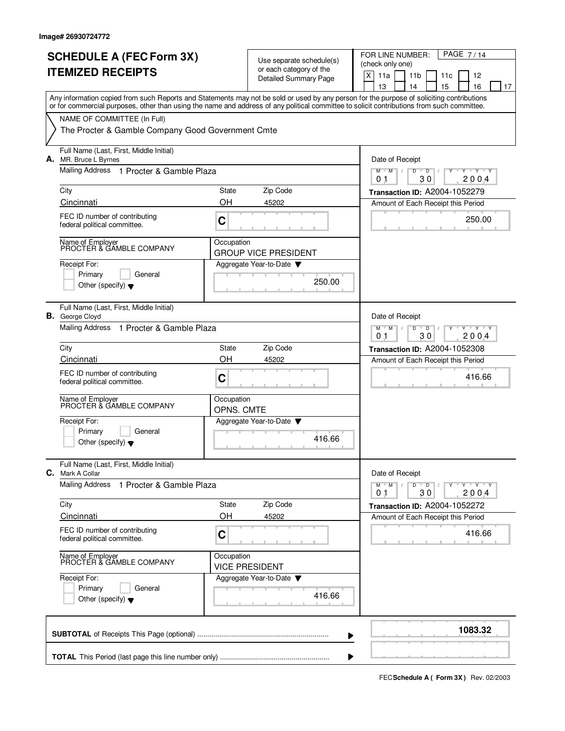Image# 26930724772

# SCHEDULE A (FEC Form 3X) ITEMIZED RECEIPTS

Use separate schedule(s) or each category of the Detailed Summary Page

FOR LINE NUMBER: (check only one)

[X] 11a [ ] 11b [ ] 11c [ ] 12 [ ] 13 [ ] 14 [ ] 15 [ ] 16 [ ] 17

Any information copied from such Reports and Statements may not be sold or used by any person for the purpose of soliciting contributions or for commercial purposes, other than using the name and address of any political committee to solicit contributions from such committee.

NAME OF COMMITTEE (In Full)

The Procter & Gamble Company Good Government Cmte

---

**A.** Full Name (Last, First, Middle Initial): MR. Bruce L Byrnes

Mailing Address: 1 Procter & Gamble Plaza

City: Cincinnati | State: OH | Zip Code: 45202

FEC ID number of contributing federal political committee: C

Name of Employer: PROCTER & GAMBLE COMPANY

Occupation: GROUP VICE PRESIDENT

Receipt For: [ ] Primary [ ] General [ ] Other (specify)

Aggregate Year-to-Date: 250.00

Date of Receipt: 01 30 2004

Transaction ID: A2004-1052279

Amount of Each Receipt this Period: 250.00

---

**B.** Full Name (Last, First, Middle Initial): George Cloyd

Mailing Address: 1 Procter & Gamble Plaza

City: Cincinnati | State: OH | Zip Code: 45202

FEC ID number of contributing federal political committee: C

Name of Employer: PROCTER & GAMBLE COMPANY

Occupation: OPNS. CMTE

Receipt For: [ ] Primary [ ] General [ ] Other (specify)

Aggregate Year-to-Date: 416.66

Date of Receipt: 01 30 2004

Transaction ID: A2004-1052308

Amount of Each Receipt this Period: 416.66

---

**C.** Full Name (Last, First, Middle Initial): Mark A Collar

Mailing Address: 1 Procter & Gamble Plaza

City: Cincinnati | State: OH | Zip Code: 45202

FEC ID number of contributing federal political committee: C

Name of Employer: PROCTER & GAMBLE COMPANY

Occupation: VICE PRESIDENT

Receipt For: [ ] Primary [ ] General [ ] Other (specify)

Aggregate Year-to-Date: 416.66

Date of Receipt: 01 30 2004

Transaction ID: A2004-1052272

Amount of Each Receipt this Period: 416.66

---

**SUBTOTAL** of Receipts This Page (optional): **1083.32**

**TOTAL** This Period (last page this line number only):

FEC **Schedule A ( Form 3X )** Rev. 02/2003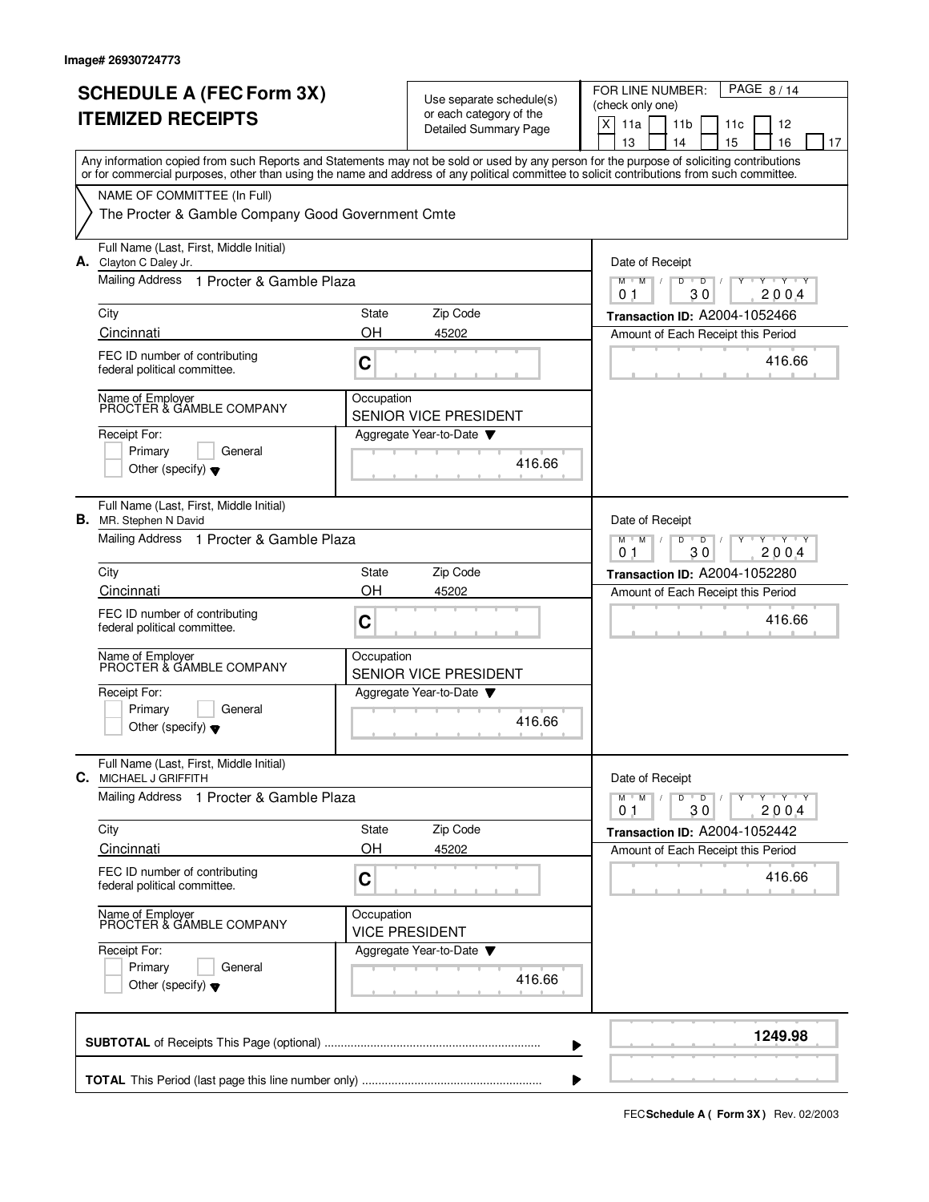Image# 26930724773

# SCHEDULE A (FEC Form 3X)
# ITEMIZED RECEIPTS

Use separate schedule(s) or each category of the Detailed Summary Page

FOR LINE NUMBER: (check only one)

[X] 11a [ ] 11b [ ] 11c [ ] 12 [ ] 13 [ ] 14 [ ] 15 [ ] 16 [ ] 17

Any information copied from such Reports and Statements may not be sold or used by any person for the purpose of soliciting contributions or for commercial purposes, other than using the name and address of any political committee to solicit contributions from such committee.

NAME OF COMMITTEE (In Full)

The Procter & Gamble Company Good Government Cmte

---

**A.** Full Name (Last, First, Middle Initial): Clayton C Daley Jr.

| Field | Value |
|---|---|
| Mailing Address | 1 Procter & Gamble Plaza |
| City | Cincinnati |
| State | OH |
| Zip Code | 45202 |
| FEC ID number of contributing federal political committee | C |
| Name of Employer | PROCTER & GAMBLE COMPANY |
| Occupation | SENIOR VICE PRESIDENT |
| Receipt For | Primary / General / Other (specify) |
| Aggregate Year-to-Date | 416.66 |
| Date of Receipt | 01 30 2004 |
| Transaction ID | A2004-1052466 |
| Amount of Each Receipt this Period | 416.66 |

---

**B.** Full Name (Last, First, Middle Initial): MR. Stephen N David

| Field | Value |
|---|---|
| Mailing Address | 1 Procter & Gamble Plaza |
| City | Cincinnati |
| State | OH |
| Zip Code | 45202 |
| FEC ID number of contributing federal political committee | C |
| Name of Employer | PROCTER & GAMBLE COMPANY |
| Occupation | SENIOR VICE PRESIDENT |
| Receipt For | Primary / General / Other (specify) |
| Aggregate Year-to-Date | 416.66 |
| Date of Receipt | 01 30 2004 |
| Transaction ID | A2004-1052280 |
| Amount of Each Receipt this Period | 416.66 |

---

**C.** Full Name (Last, First, Middle Initial): MICHAEL J GRIFFITH

| Field | Value |
|---|---|
| Mailing Address | 1 Procter & Gamble Plaza |
| City | Cincinnati |
| State | OH |
| Zip Code | 45202 |
| FEC ID number of contributing federal political committee | C |
| Name of Employer | PROCTER & GAMBLE COMPANY |
| Occupation | VICE PRESIDENT |
| Receipt For | Primary / General / Other (specify) |
| Aggregate Year-to-Date | 416.66 |
| Date of Receipt | 01 30 2004 |
| Transaction ID | A2004-1052442 |
| Amount of Each Receipt this Period | 416.66 |

---

**SUBTOTAL** of Receipts This Page (optional) ........ **1249.98**

**TOTAL** This Period (last page this line number only) ........

FEC **Schedule A ( Form 3X )** Rev. 02/2003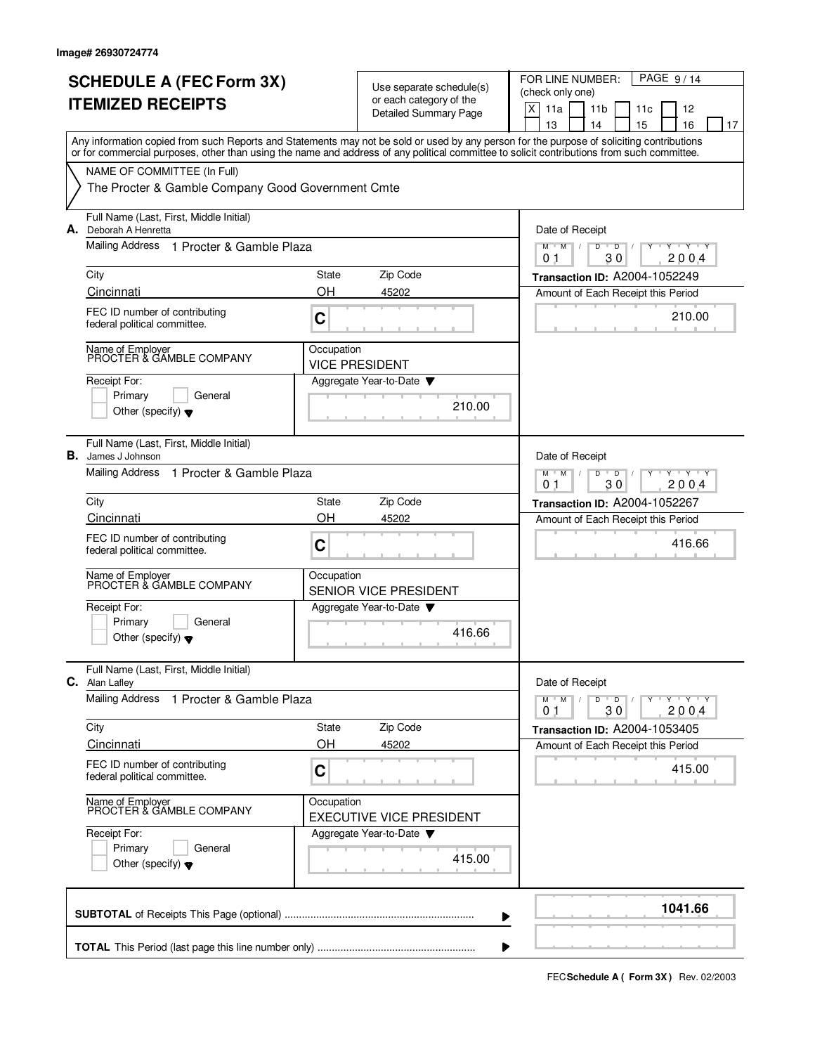Image# 26930724774

# SCHEDULE A (FEC Form 3X)
# ITEMIZED RECEIPTS

Use separate schedule(s) or each category of the Detailed Summary Page

FOR LINE NUMBER: (check only one)

[X] 11a [ ] 11b [ ] 11c [ ] 12 [ ] 13 [ ] 14 [ ] 15 [ ] 16 [ ] 17

PAGE 9 / 14

Any information copied from such Reports and Statements may not be sold or used by any person for the purpose of soliciting contributions or for commercial purposes, other than using the name and address of any political committee to solicit contributions from such committee.

NAME OF COMMITTEE (In Full)

The Procter & Gamble Company Good Government Cmte

---

**A.** Full Name (Last, First, Middle Initial): Deborah A Henretta

Mailing Address: 1 Procter & Gamble Plaza

City: Cincinnati | State: OH | Zip Code: 45202

FEC ID number of contributing federal political committee: C

Name of Employer: PROCTER & GAMBLE COMPANY

Occupation: VICE PRESIDENT

Receipt For: [ ] Primary [ ] General [ ] Other (specify)

Aggregate Year-to-Date: 210.00

Date of Receipt: 01 / 30 / 2004

Transaction ID: A2004-1052249

Amount of Each Receipt this Period: 210.00

---

**B.** Full Name (Last, First, Middle Initial): James J Johnson

Mailing Address: 1 Procter & Gamble Plaza

City: Cincinnati | State: OH | Zip Code: 45202

FEC ID number of contributing federal political committee: C

Name of Employer: PROCTER & GAMBLE COMPANY

Occupation: SENIOR VICE PRESIDENT

Receipt For: [ ] Primary [ ] General [ ] Other (specify)

Aggregate Year-to-Date: 416.66

Date of Receipt: 01 / 30 / 2004

Transaction ID: A2004-1052267

Amount of Each Receipt this Period: 416.66

---

**C.** Full Name (Last, First, Middle Initial): Alan Lafley

Mailing Address: 1 Procter & Gamble Plaza

City: Cincinnati | State: OH | Zip Code: 45202

FEC ID number of contributing federal political committee: C

Name of Employer: PROCTER & GAMBLE COMPANY

Occupation: EXECUTIVE VICE PRESIDENT

Receipt For: [ ] Primary [ ] General [ ] Other (specify)

Aggregate Year-to-Date: 415.00

Date of Receipt: 01 / 30 / 2004

Transaction ID: A2004-1053405

Amount of Each Receipt this Period: 415.00

---

**SUBTOTAL** of Receipts This Page (optional): **1041.66**

**TOTAL** This Period (last page this line number only):

FEC **Schedule A ( Form 3X )** Rev. 02/2003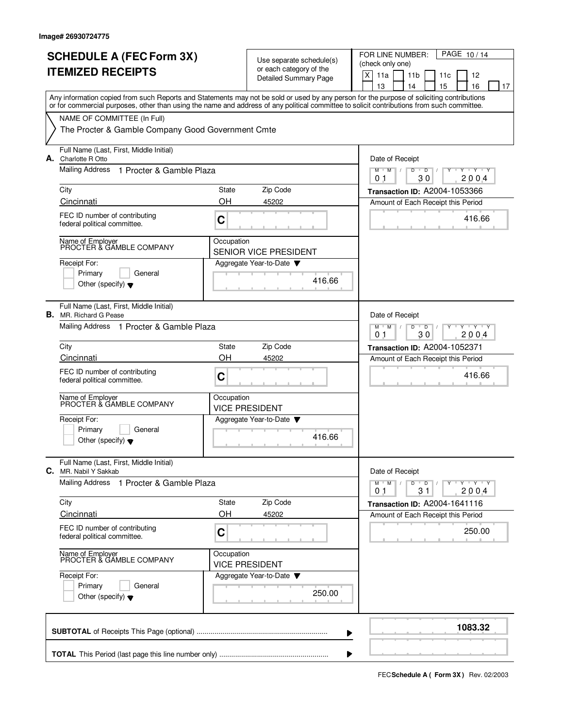Image# 26930724775

# SCHEDULE A (FEC Form 3X)
# ITEMIZED RECEIPTS

Use separate schedule(s) or each category of the Detailed Summary Page

FOR LINE NUMBER: (check only one)

[X] 11a [ ] 11b [ ] 11c [ ] 12 [ ] 13 [ ] 14 [ ] 15 [ ] 16 [ ] 17

Any information copied from such Reports and Statements may not be sold or used by any person for the purpose of soliciting contributions or for commercial purposes, other than using the name and address of any political committee to solicit contributions from such committee.

NAME OF COMMITTEE (In Full)
The Procter & Gamble Company Good Government Cmte

---

**A.** Full Name (Last, First, Middle Initial): Charlotte R Otto
Mailing Address: 1 Procter & Gamble Plaza
City: Cincinnati | State: OH | Zip Code: 45202
FEC ID number of contributing federal political committee: C
Name of Employer: PROCTER & GAMBLE COMPANY
Occupation: SENIOR VICE PRESIDENT
Receipt For: [ ] Primary [ ] General [ ] Other (specify)
Aggregate Year-to-Date: 416.66
Date of Receipt: 01/30/2004
Transaction ID: A2004-1053366
Amount of Each Receipt this Period: 416.66

---

**B.** Full Name (Last, First, Middle Initial): MR. Richard G Pease
Mailing Address: 1 Procter & Gamble Plaza
City: Cincinnati | State: OH | Zip Code: 45202
FEC ID number of contributing federal political committee: C
Name of Employer: PROCTER & GAMBLE COMPANY
Occupation: VICE PRESIDENT
Receipt For: [ ] Primary [ ] General [ ] Other (specify)
Aggregate Year-to-Date: 416.66
Date of Receipt: 01/30/2004
Transaction ID: A2004-1052371
Amount of Each Receipt this Period: 416.66

---

**C.** Full Name (Last, First, Middle Initial): MR. Nabil Y Sakkab
Mailing Address: 1 Procter & Gamble Plaza
City: Cincinnati | State: OH | Zip Code: 45202
FEC ID number of contributing federal political committee: C
Name of Employer: PROCTER & GAMBLE COMPANY
Occupation: VICE PRESIDENT
Receipt For: [ ] Primary [ ] General [ ] Other (specify)
Aggregate Year-to-Date: 250.00
Date of Receipt: 01/31/2004
Transaction ID: A2004-1641116
Amount of Each Receipt this Period: 250.00

---

**SUBTOTAL** of Receipts This Page (optional): **1083.32**

**TOTAL** This Period (last page this line number only):

FEC **Schedule A ( Form 3X )** Rev. 02/2003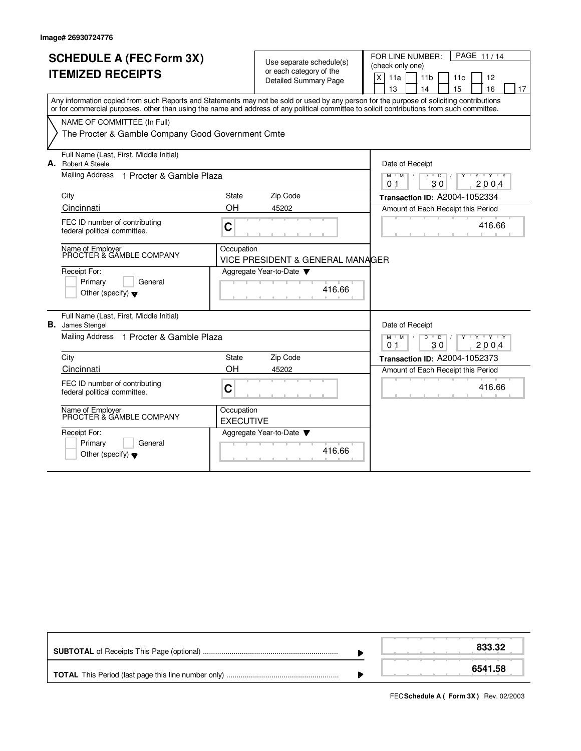Image# 26930724776

# SCHEDULE A (FEC Form 3X)
## ITEMIZED RECEIPTS

Use separate schedule(s) or each category of the Detailed Summary Page

FOR LINE NUMBER: (check only one)

[X] 11a [ ] 11b [ ] 11c [ ] 12 [ ] 13 [ ] 14 [ ] 15 [ ] 16 [ ] 17

Any information copied from such Reports and Statements may not be sold or used by any person for the purpose of soliciting contributions or for commercial purposes, other than using the name and address of any political committee to solicit contributions from such committee.

NAME OF COMMITTEE (In Full)

The Procter & Gamble Company Good Government Cmte

---

**A.** Full Name (Last, First, Middle Initial): Robert A Steele

Mailing Address: 1 Procter & Gamble Plaza

City: Cincinnati | State: OH | Zip Code: 45202

FEC ID number of contributing federal political committee: C

Name of Employer: PROCTER & GAMBLE COMPANY

Occupation: VICE PRESIDENT & GENERAL MANAGER

Receipt For: [ ] Primary [ ] General [ ] Other (specify)

Aggregate Year-to-Date: 416.66

Date of Receipt: 01 / 30 / 2004

Transaction ID: A2004-1052334

Amount of Each Receipt this Period: 416.66

---

**B.** Full Name (Last, First, Middle Initial): James Stengel

Mailing Address: 1 Procter & Gamble Plaza

City: Cincinnati | State: OH | Zip Code: 45202

FEC ID number of contributing federal political committee: C

Name of Employer: PROCTER & GAMBLE COMPANY

Occupation: EXECUTIVE

Receipt For: [ ] Primary [ ] General [ ] Other (specify)

Aggregate Year-to-Date: 416.66

Date of Receipt: 01 / 30 / 2004

Transaction ID: A2004-1052373

Amount of Each Receipt this Period: 416.66

---

| | |
|---|---|
| **SUBTOTAL** of Receipts This Page (optional) | 833.32 |
| **TOTAL** This Period (last page this line number only) | 6541.58 |

FEC **Schedule A ( Form 3X )** Rev. 02/2003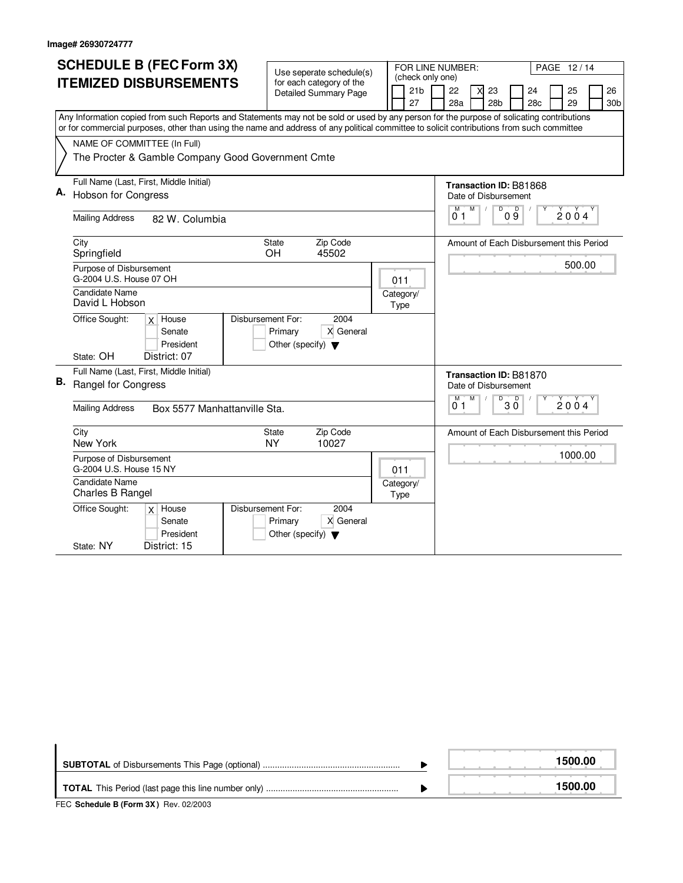Image# 26930724777

# SCHEDULE B (FEC Form 3X)
# ITEMIZED DISBURSEMENTS

Use seperate schedule(s) for each category of the Detailed Summary Page

FOR LINE NUMBER: (check only one)

| | | | | | |
|---|---|---|---|---|---|
| [ ] 21b | [ ] 22 | [X] 23 | [ ] 24 | [ ] 25 | [ ] 26 |
| [ ] 27 | [ ] 28a | [ ] 28b | [ ] 28c | [ ] 29 | [ ] 30b |

Any Information copied from such Reports and Statements may not be sold or used by any person for the purpose of solicating contributions or for commercial purposes, other than using the name and address of any political committee to solicit contributions from such committee

NAME OF COMMITTEE (In Full)
The Procter & Gamble Company Good Government Cmte

**A.** Full Name (Last, First, Middle Initial): Hobson for Congress

Mailing Address: 82 W. Columbia

City: Springfield | State: OH | Zip Code: 45502

Purpose of Disbursement: G-2004 U.S. House 07 OH

Category/Type: 011

Candidate Name: David L Hobson

Office Sought: [X] House [ ] Senate [ ] President

State: OH District: 07

Disbursement For: 2004 [ ] Primary [X] General [ ] Other (specify)

**Transaction ID: B81868**
Date of Disbursement: 01/09/2004

Amount of Each Disbursement this Period: 500.00

**B.** Full Name (Last, First, Middle Initial): Rangel for Congress

Mailing Address: Box 5577 Manhattanville Sta.

City: New York | State: NY | Zip Code: 10027

Purpose of Disbursement: G-2004 U.S. House 15 NY

Category/Type: 011

Candidate Name: Charles B Rangel

Office Sought: [X] House [ ] Senate [ ] President

State: NY District: 15

Disbursement For: 2004 [ ] Primary [X] General [ ] Other (specify)

**Transaction ID: B81870**
Date of Disbursement: 01/30/2004

Amount of Each Disbursement this Period: 1000.00

| | |
|---|---|
| **SUBTOTAL** of Disbursements This Page (optional) | **1500.00** |
| **TOTAL** This Period (last page this line number only) | **1500.00** |

FEC **Schedule B (Form 3X)** Rev. 02/2003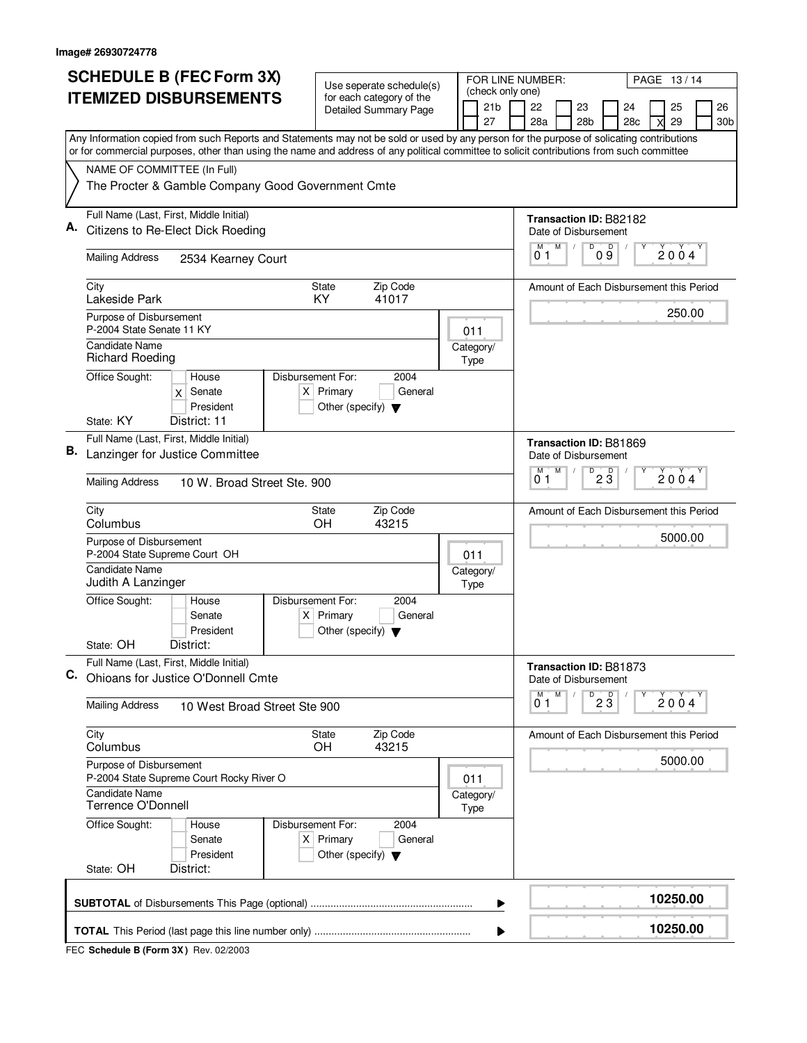Image# 26930724778

# SCHEDULE B (FEC Form 3X) ITEMIZED DISBURSEMENTS

Use seperate schedule(s) for each category of the Detailed Summary Page

FOR LINE NUMBER: (check only one)

| | 21b | | 22 | | 23 | | 24 | | 25 | | 26 |
|---|---|---|---|---|---|---|---|---|---|---|---|
| | 27 | | 28a | | 28b | | 28c | X | 29 | | 30b |

PAGE 13 / 14

Any Information copied from such Reports and Statements may not be sold or used by any person for the purpose of solicating contributions or for commercial purposes, other than using the name and address of any political committee to solicit contributions from such committee

NAME OF COMMITTEE (In Full)
The Procter & Gamble Company Good Government Cmte

**A.** Full Name (Last, First, Middle Initial): Citizens to Re-Elect Dick Roeding
Mailing Address: 2534 Kearney Court
City: Lakeside Park — State: KY — Zip Code: 41017
Purpose of Disbursement: P-2004 State Senate 11 KY
Category/Type: 011
Candidate Name: Richard Roeding
Office Sought: [X] Senate — State: KY — District: 11
Disbursement For: 2004 [X] Primary
Transaction ID: B82182
Date of Disbursement: 01/09/2004
Amount of Each Disbursement this Period: 250.00

**B.** Full Name (Last, First, Middle Initial): Lanzinger for Justice Committee
Mailing Address: 10 W. Broad Street Ste. 900
City: Columbus — State: OH — Zip Code: 43215
Purpose of Disbursement: P-2004 State Supreme Court OH
Category/Type: 011
Candidate Name: Judith A Lanzinger
Office Sought: State: OH — District:
Disbursement For: 2004 [X] Primary
Transaction ID: B81869
Date of Disbursement: 01/23/2004
Amount of Each Disbursement this Period: 5000.00

**C.** Full Name (Last, First, Middle Initial): Ohioans for Justice O'Donnell Cmte
Mailing Address: 10 West Broad Street Ste 900
City: Columbus — State: OH — Zip Code: 43215
Purpose of Disbursement: P-2004 State Supreme Court Rocky River O
Category/Type: 011
Candidate Name: Terrence O'Donnell
Office Sought: State: OH — District:
Disbursement For: 2004 [X] Primary
Transaction ID: B81873
Date of Disbursement: 01/23/2004
Amount of Each Disbursement this Period: 5000.00

**SUBTOTAL** of Disbursements This Page (optional): 10250.00

**TOTAL** This Period (last page this line number only): 10250.00

FEC **Schedule B (Form 3X)** Rev. 02/2003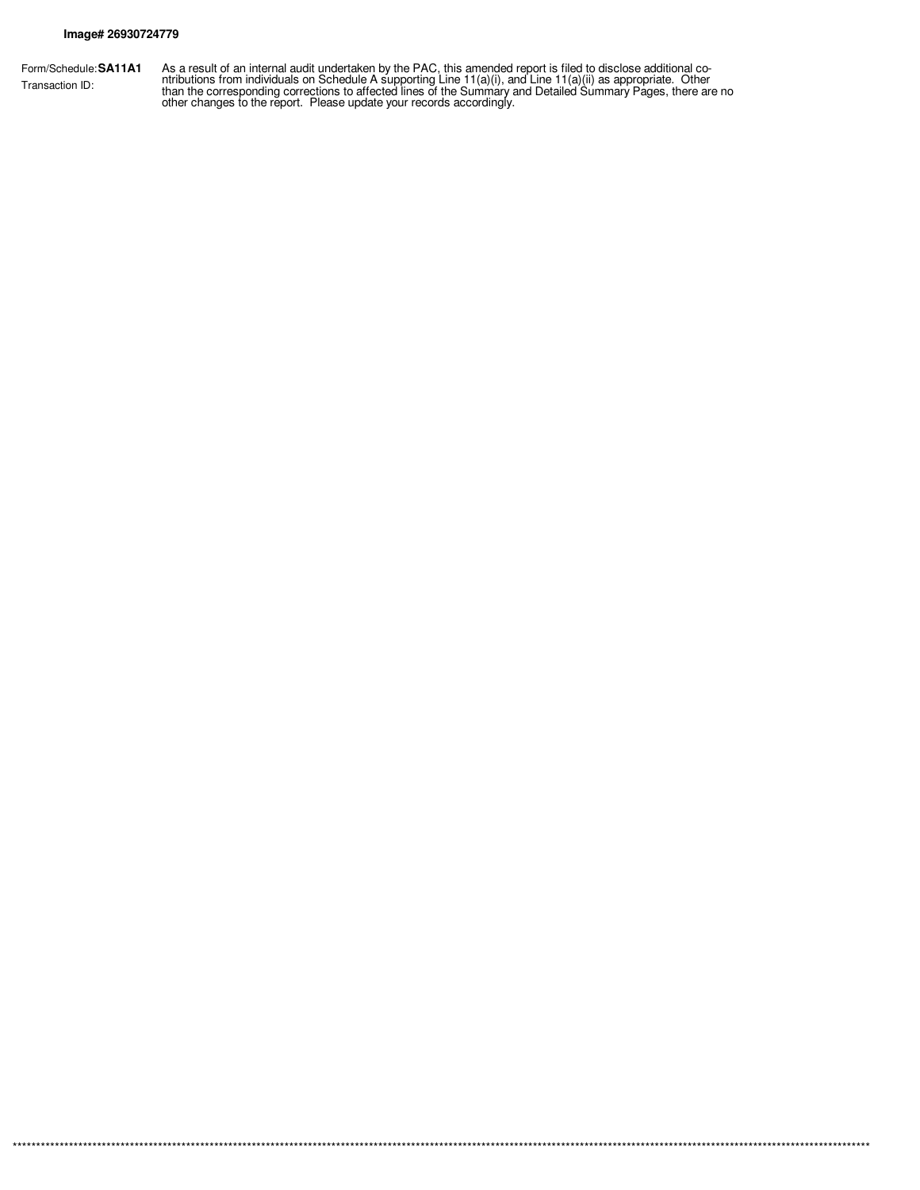**Image# 26930724779**

Form/Schedule: **SA11A1**
Transaction ID:

As a result of an internal audit undertaken by the PAC, this amended report is filed to disclose additional contributions from individuals on Schedule A supporting Line 11(a)(i), and Line 11(a)(ii) as appropriate. Other than the corresponding corrections to affected lines of the Summary and Detailed Summary Pages, there are no other changes to the report. Please update your records accordingly.

**************************************************************************************************************************************************************************************************